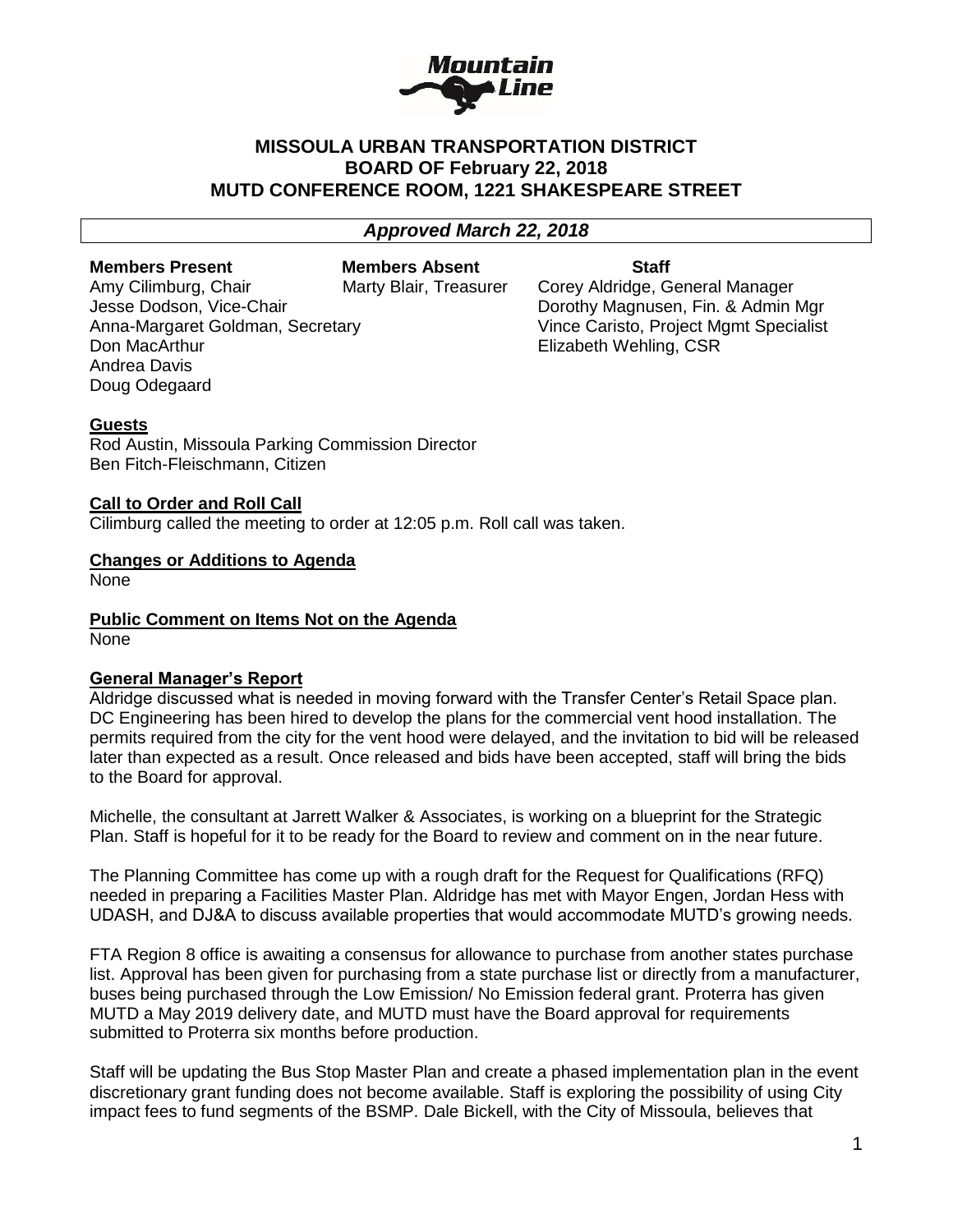# MISSOULA URBAN TRANSPORTATION DISTRICT
# BOARD OF February 22, 2018
# MUTD CONFERENCE ROOM, 1221 SHAKESPEARE STREET

***Approved March 22, 2018***

| **Members Present** | **Members Absent** | **Staff** |
|---|---|---|
| Amy Cilimburg, Chair | Marty Blair, Treasurer | Corey Aldridge, General Manager |
| Jesse Dodson, Vice-Chair | | Dorothy Magnusen, Fin. & Admin Mgr |
| Anna-Margaret Goldman, Secretary | | Vince Caristo, Project Mgmt Specialist |
| Don MacArthur | | Elizabeth Wehling, CSR |
| Andrea Davis | | |
| Doug Odegaard | | |

**Guests**

Rod Austin, Missoula Parking Commission Director
Ben Fitch-Fleischmann, Citizen

**Call to Order and Roll Call**

Cilimburg called the meeting to order at 12:05 p.m. Roll call was taken.

**Changes or Additions to Agenda**

None

**Public Comment on Items Not on the Agenda**

None

**General Manager's Report**

Aldridge discussed what is needed in moving forward with the Transfer Center's Retail Space plan. DC Engineering has been hired to develop the plans for the commercial vent hood installation. The permits required from the city for the vent hood were delayed, and the invitation to bid will be released later than expected as a result. Once released and bids have been accepted, staff will bring the bids to the Board for approval.

Michelle, the consultant at Jarrett Walker & Associates, is working on a blueprint for the Strategic Plan. Staff is hopeful for it to be ready for the Board to review and comment on in the near future.

The Planning Committee has come up with a rough draft for the Request for Qualifications (RFQ) needed in preparing a Facilities Master Plan. Aldridge has met with Mayor Engen, Jordan Hess with UDASH, and DJ&A to discuss available properties that would accommodate MUTD's growing needs.

FTA Region 8 office is awaiting a consensus for allowance to purchase from another states purchase list. Approval has been given for purchasing from a state purchase list or directly from a manufacturer, buses being purchased through the Low Emission/ No Emission federal grant. Proterra has given MUTD a May 2019 delivery date, and MUTD must have the Board approval for requirements submitted to Proterra six months before production.

Staff will be updating the Bus Stop Master Plan and create a phased implementation plan in the event discretionary grant funding does not become available. Staff is exploring the possibility of using City impact fees to fund segments of the BSMP. Dale Bickell, with the City of Missoula, believes that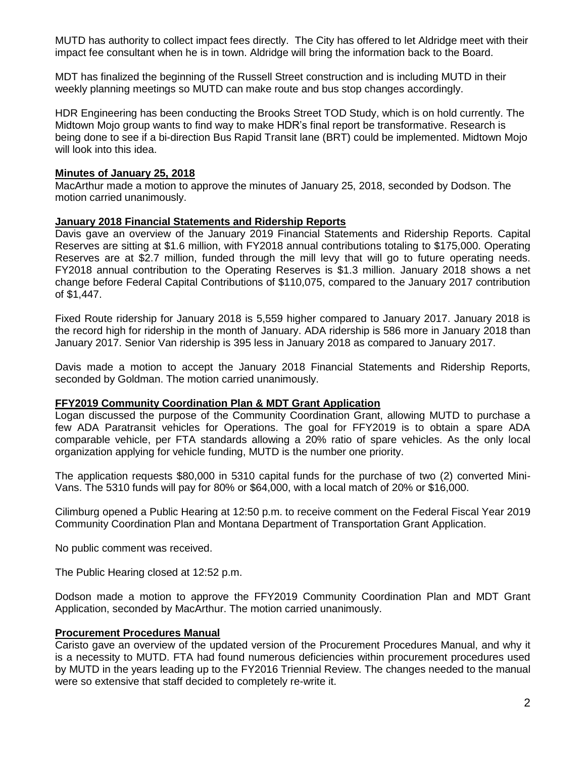MUTD has authority to collect impact fees directly. The City has offered to let Aldridge meet with their impact fee consultant when he is in town. Aldridge will bring the information back to the Board.

MDT has finalized the beginning of the Russell Street construction and is including MUTD in their weekly planning meetings so MUTD can make route and bus stop changes accordingly.

HDR Engineering has been conducting the Brooks Street TOD Study, which is on hold currently. The Midtown Mojo group wants to find way to make HDR's final report be transformative. Research is being done to see if a bi-direction Bus Rapid Transit lane (BRT) could be implemented. Midtown Mojo will look into this idea.

**Minutes of January 25, 2018**

MacArthur made a motion to approve the minutes of January 25, 2018, seconded by Dodson. The motion carried unanimously.

**January 2018 Financial Statements and Ridership Reports**

Davis gave an overview of the January 2019 Financial Statements and Ridership Reports. Capital Reserves are sitting at $1.6 million, with FY2018 annual contributions totaling to $175,000. Operating Reserves are at $2.7 million, funded through the mill levy that will go to future operating needs. FY2018 annual contribution to the Operating Reserves is $1.3 million. January 2018 shows a net change before Federal Capital Contributions of $110,075, compared to the January 2017 contribution of $1,447.

Fixed Route ridership for January 2018 is 5,559 higher compared to January 2017. January 2018 is the record high for ridership in the month of January. ADA ridership is 586 more in January 2018 than January 2017. Senior Van ridership is 395 less in January 2018 as compared to January 2017.

Davis made a motion to accept the January 2018 Financial Statements and Ridership Reports, seconded by Goldman. The motion carried unanimously.

**FFY2019 Community Coordination Plan & MDT Grant Application**

Logan discussed the purpose of the Community Coordination Grant, allowing MUTD to purchase a few ADA Paratransit vehicles for Operations. The goal for FFY2019 is to obtain a spare ADA comparable vehicle, per FTA standards allowing a 20% ratio of spare vehicles. As the only local organization applying for vehicle funding, MUTD is the number one priority.

The application requests $80,000 in 5310 capital funds for the purchase of two (2) converted Mini-Vans. The 5310 funds will pay for 80% or $64,000, with a local match of 20% or $16,000.

Cilimburg opened a Public Hearing at 12:50 p.m. to receive comment on the Federal Fiscal Year 2019 Community Coordination Plan and Montana Department of Transportation Grant Application.

No public comment was received.

The Public Hearing closed at 12:52 p.m.

Dodson made a motion to approve the FFY2019 Community Coordination Plan and MDT Grant Application, seconded by MacArthur. The motion carried unanimously.

**Procurement Procedures Manual**

Caristo gave an overview of the updated version of the Procurement Procedures Manual, and why it is a necessity to MUTD. FTA had found numerous deficiencies within procurement procedures used by MUTD in the years leading up to the FY2016 Triennial Review. The changes needed to the manual were so extensive that staff decided to completely re-write it.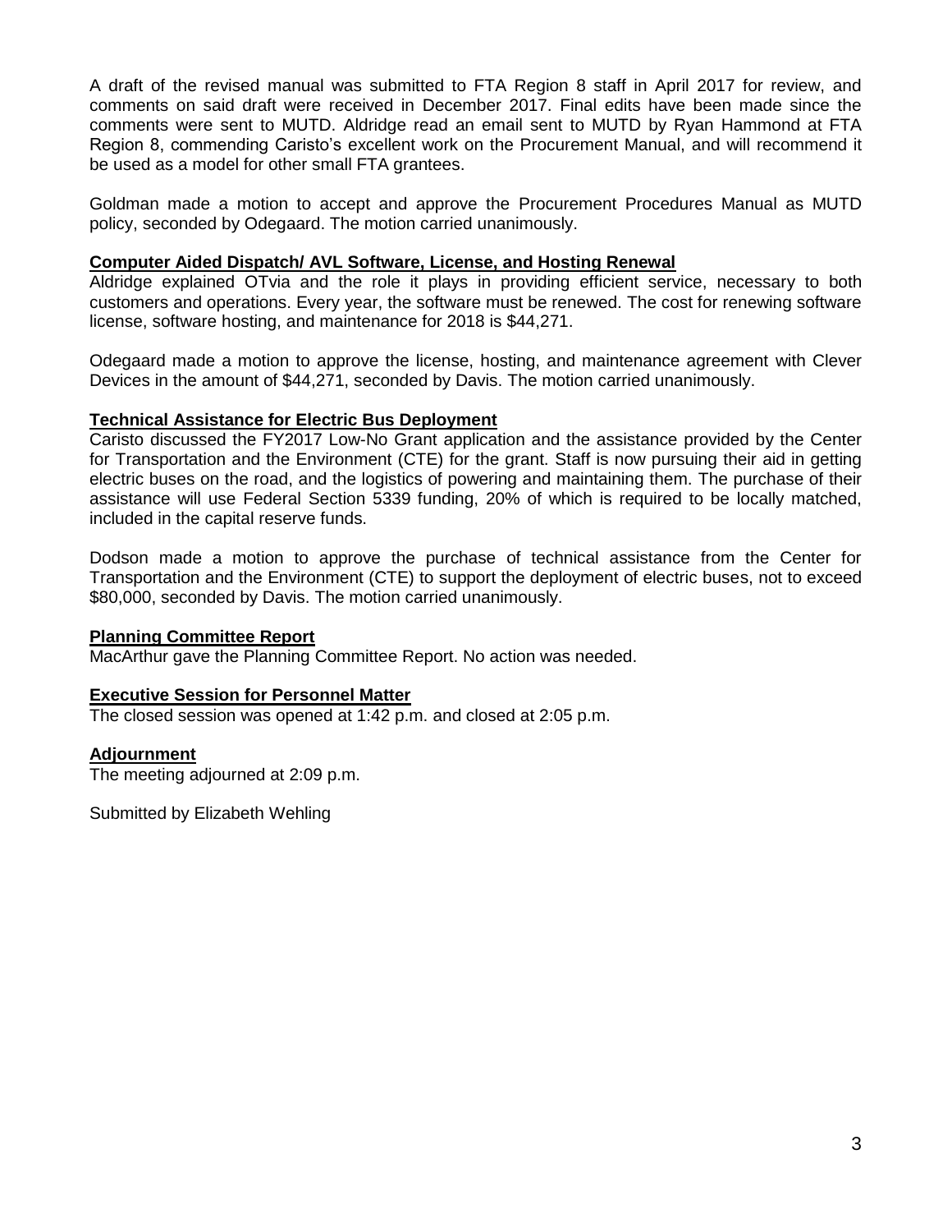A draft of the revised manual was submitted to FTA Region 8 staff in April 2017 for review, and comments on said draft were received in December 2017. Final edits have been made since the comments were sent to MUTD. Aldridge read an email sent to MUTD by Ryan Hammond at FTA Region 8, commending Caristo's excellent work on the Procurement Manual, and will recommend it be used as a model for other small FTA grantees.

Goldman made a motion to accept and approve the Procurement Procedures Manual as MUTD policy, seconded by Odegaard. The motion carried unanimously.

**Computer Aided Dispatch/ AVL Software, License, and Hosting Renewal**

Aldridge explained OTvia and the role it plays in providing efficient service, necessary to both customers and operations. Every year, the software must be renewed. The cost for renewing software license, software hosting, and maintenance for 2018 is $44,271.

Odegaard made a motion to approve the license, hosting, and maintenance agreement with Clever Devices in the amount of $44,271, seconded by Davis. The motion carried unanimously.

**Technical Assistance for Electric Bus Deployment**

Caristo discussed the FY2017 Low-No Grant application and the assistance provided by the Center for Transportation and the Environment (CTE) for the grant. Staff is now pursuing their aid in getting electric buses on the road, and the logistics of powering and maintaining them. The purchase of their assistance will use Federal Section 5339 funding, 20% of which is required to be locally matched, included in the capital reserve funds.

Dodson made a motion to approve the purchase of technical assistance from the Center for Transportation and the Environment (CTE) to support the deployment of electric buses, not to exceed $80,000, seconded by Davis. The motion carried unanimously.

**Planning Committee Report**

MacArthur gave the Planning Committee Report. No action was needed.

**Executive Session for Personnel Matter**

The closed session was opened at 1:42 p.m. and closed at 2:05 p.m.

**Adjournment**

The meeting adjourned at 2:09 p.m.

Submitted by Elizabeth Wehling